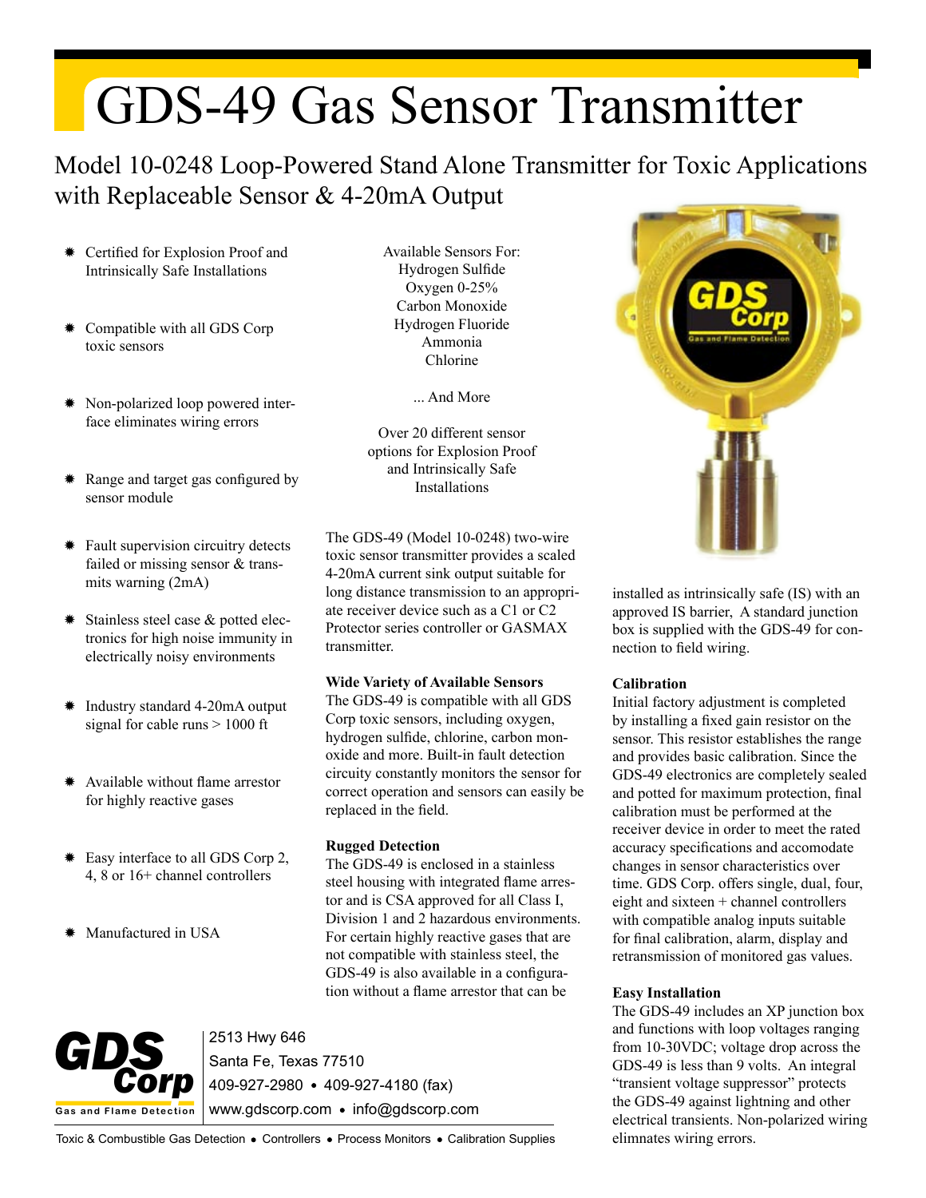# GDS-49 Gas Sensor Transmitter

## Model 10-0248 Loop-Powered Stand Alone Transmitter for Toxic Applications with Replaceable Sensor & 4-20mA Output

- Certified for Explosion Proof and Intrinsically Safe Installations
- Compatible with all GDS Corp toxic sensors
- Non-polarized loop powered interface eliminates wiring errors
- Range and target gas configured by sensor module
- Fault supervision circuitry detects failed or missing sensor & transmits warning (2mA)
- Stainless steel case & potted electronics for high noise immunity in electrically noisy environments
- Industry standard 4-20mA output signal for cable runs > 1000 ft
- Available without flame arrestor for highly reactive gases
- Easy interface to all GDS Corp 2, 4, 8 or 16+ channel controllers
- Manufactured in USA

Available Sensors For:
Hydrogen Sulfide
Oxygen 0-25%
Carbon Monoxide
Hydrogen Fluoride
Ammonia
Chlorine

... And More

Over 20 different sensor options for Explosion Proof and Intrinsically Safe Installations

The GDS-49 (Model 10-0248) two-wire toxic sensor transmitter provides a scaled 4-20mA current sink output suitable for long distance transmission to an appropriate receiver device such as a C1 or C2 Protector series controller or GASMAX transmitter.

**Wide Variety of Available Sensors**

The GDS-49 is compatible with all GDS Corp toxic sensors, including oxygen, hydrogen sulfide, chlorine, carbon monoxide and more. Built-in fault detection circuitry constantly monitors the sensor for correct operation and sensors can easily be replaced in the field.

**Rugged Detection**

The GDS-49 is enclosed in a stainless steel housing with integrated flame arrestor and is CSA approved for all Class I, Division 1 and 2 hazardous environments. For certain highly reactive gases that are not compatible with stainless steel, the GDS-49 is also available in a configuration without a flame arrestor that can be installed as intrinsically safe (IS) with an approved IS barrier, A standard junction box is supplied with the GDS-49 for connection to field wiring.

**Calibration**

Initial factory adjustment is completed by installing a fixed gain resistor on the sensor. This resistor establishes the range and provides basic calibration. Since the GDS-49 electronics are completely sealed and potted for maximum protection, final calibration must be performed at the receiver device in order to meet the rated accuracy specifications and accomodate changes in sensor characteristics over time. GDS Corp. offers single, dual, four, eight and sixteen + channel controllers with compatible analog inputs suitable for final calibration, alarm, display and retransmission of monitored gas values.

**Easy Installation**

The GDS-49 includes an XP junction box and functions with loop voltages ranging from 10-30VDC; voltage drop across the GDS-49 is less than 9 volts. An integral "transient voltage suppressor" protects the GDS-49 against lightning and other electrical transients. Non-polarized wiring elimnates wiring errors.

GDS Corp
Gas and Flame Detection

2513 Hwy 646
Santa Fe, Texas 77510
409-927-2980 • 409-927-4180 (fax)
www.gdscorp.com • info@gdscorp.com

Toxic & Combustible Gas Detection • Controllers • Process Monitors • Calibration Supplies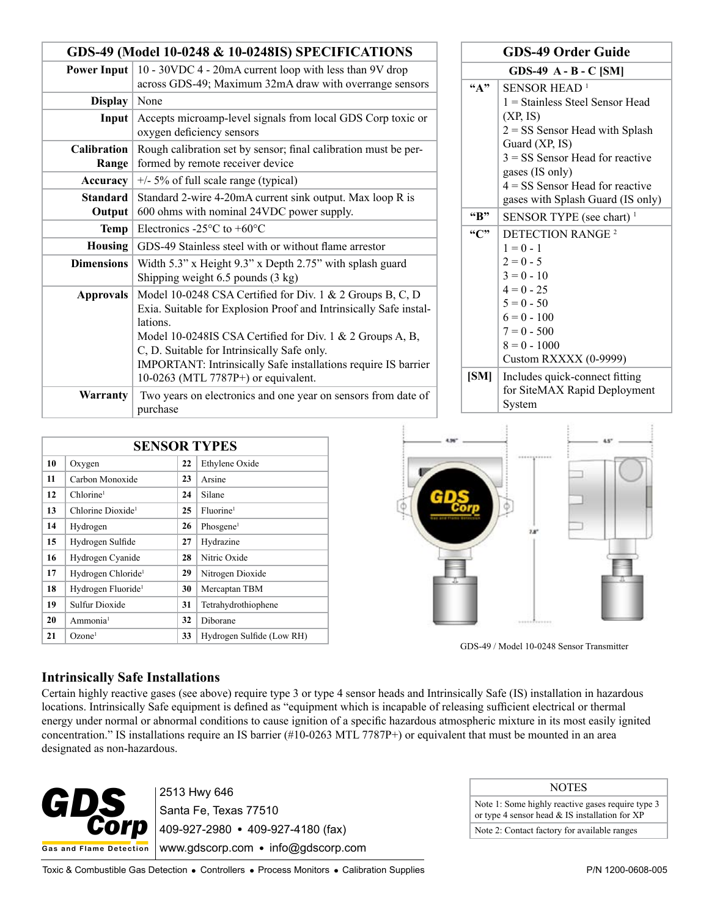## GDS-49 (Model 10-0248 & 10-0248IS) SPECIFICATIONS

| | |
|---|---|
| **Power Input** | 10 - 30VDC 4 - 20mA current loop with less than 9V drop across GDS-49; Maximum 32mA draw with overrange sensors |
| **Display** | None |
| **Input** | Accepts microamp-level signals from local GDS Corp toxic or oxygen deficiency sensors |
| **Calibration Range** | Rough calibration set by sensor; final calibration must be performed by remote receiver device |
| **Accuracy** | +/- 5% of full scale range (typical) |
| **Standard Output** | Standard 2-wire 4-20mA current sink output. Max loop R is 600 ohms with nominal 24VDC power supply. |
| **Temp** | Electronics -25°C to +60°C |
| **Housing** | GDS-49 Stainless steel with or without flame arrestor |
| **Dimensions** | Width 5.3" x Height 9.3" x Depth 2.75" with splash guard Shipping weight 6.5 pounds (3 kg) |
| **Approvals** | Model 10-0248 CSA Certified for Div. 1 & 2 Groups B, C, D Exia. Suitable for Explosion Proof and Intrinsically Safe installations. Model 10-0248IS CSA Certified for Div. 1 & 2 Groups A, B, C, D. Suitable for Intrinsically Safe only. IMPORTANT: Intrinsically Safe installations require IS barrier 10-0263 (MTL 7787P+) or equivalent. |
| **Warranty** | Two years on electronics and one year on sensors from date of purchase |

## GDS-49 Order Guide

**GDS-49 A - B - C [SM]**

| | |
|---|---|
| **"A"** | SENSOR HEAD [1]<br>1 = Stainless Steel Sensor Head (XP, IS)<br>2 = SS Sensor Head with Splash Guard (XP, IS)<br>3 = SS Sensor Head for reactive gases (IS only)<br>4 = SS Sensor Head for reactive gases with Splash Guard (IS only) |
| **"B"** | SENSOR TYPE (see chart) [1] |
| **"C"** | DETECTION RANGE [2]<br>1 = 0 - 1<br>2 = 0 - 5<br>3 = 0 - 10<br>4 = 0 - 25<br>5 = 0 - 50<br>6 = 0 - 100<br>7 = 0 - 500<br>8 = 0 - 1000<br>Custom RXXXX (0-9999) |
| **[SM]** | Includes quick-connect fitting for SiteMAX Rapid Deployment System |

## SENSOR TYPES

| | | | |
|---|---|---|---|
| **10** | Oxygen | **22** | Ethylene Oxide |
| **11** | Carbon Monoxide | **23** | Arsine |
| **12** | Chlorine[1] | **24** | Silane |
| **13** | Chlorine Dioxide[1] | **25** | Fluorine[1] |
| **14** | Hydrogen | **26** | Phosgene[1] |
| **15** | Hydrogen Sulfide | **27** | Hydrazine |
| **16** | Hydrogen Cyanide | **28** | Nitric Oxide |
| **17** | Hydrogen Chloride[1] | **29** | Nitrogen Dioxide |
| **18** | Hydrogen Fluoride[1] | **30** | Mercaptan TBM |
| **19** | Sulfur Dioxide | **31** | Tetrahydrothiophene |
| **20** | Ammonia[1] | **32** | Diborane |
| **21** | Ozone[1] | **33** | Hydrogen Sulfide (Low RH) |

4.96"

4.5"

7.8"

GDS-49 / Model 10-0248 Sensor Transmitter

### Intrinsically Safe Installations

Certain highly reactive gases (see above) require type 3 or type 4 sensor heads and Intrinsically Safe (IS) installation in hazardous locations. Intrinsically Safe equipment is defined as "equipment which is incapable of releasing sufficient electrical or thermal energy under normal or abnormal conditions to cause ignition of a specific hazardous atmospheric mixture in its most easily ignited concentration." IS installations require an IS barrier (#10-0263 MTL 7787P+) or equivalent that must be mounted in an area designated as non-hazardous.

GDS Corp
Gas and Flame Detection

2513 Hwy 646
Santa Fe, Texas 77510
409-927-2980 • 409-927-4180 (fax)
www.gdscorp.com • info@gdscorp.com

| NOTES |
|---|
| Note 1: Some highly reactive gases require type 3 or type 4 sensor head & IS installation for XP |
| Note 2: Contact factory for available ranges |

Toxic & Combustible Gas Detection • Controllers • Process Monitors • Calibration Supplies

P/N 1200-0608-005